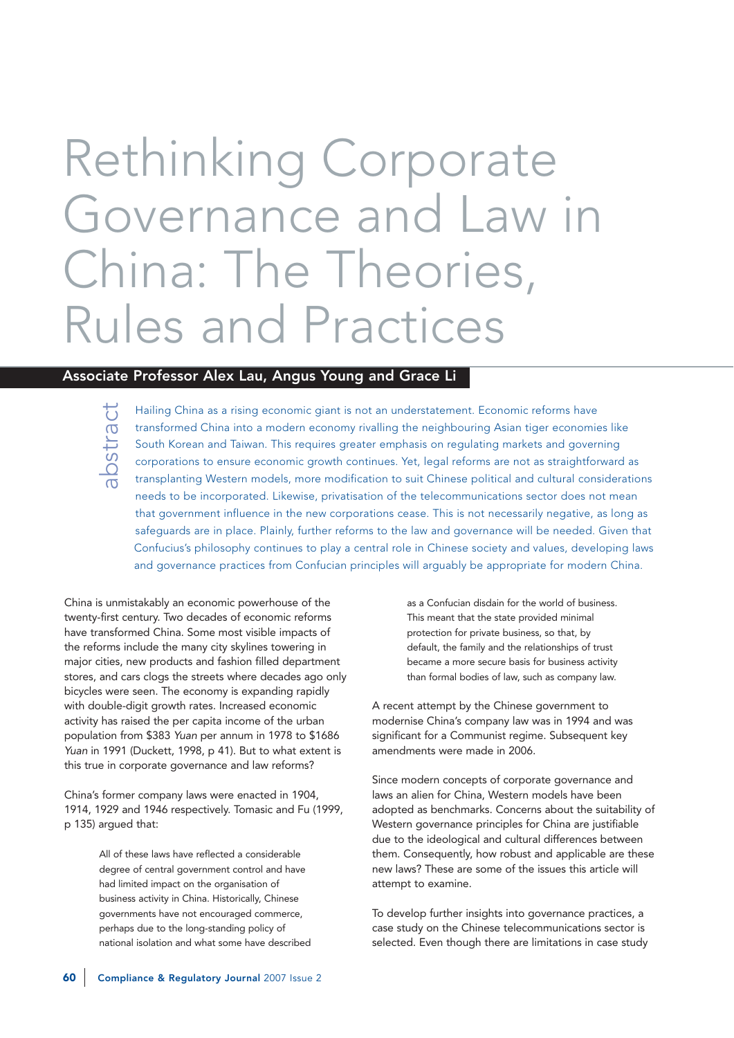# Rethinking Corporate Governance and Law in China: The Theories, Rules and Practices

**Associate Professor Alex Lau, Angus Young and Grace Li**

## abstract

Hailing China as a rising economic giant is not an understatement. Economic reforms have transformed China into a modern economy rivalling the neighbouring Asian tiger economies like South Korean and Taiwan. This requires greater emphasis on regulating markets and governing corporations to ensure economic growth continues. Yet, legal reforms are not as straightforward as transplanting Western models, more modification to suit Chinese political and cultural considerations needs to be incorporated. Likewise, privatisation of the telecommunications sector does not mean that government influence in the new corporations cease. This is not necessarily negative, as long as safeguards are in place. Plainly, further reforms to the law and governance will be needed. Given that Confucius's philosophy continues to play a central role in Chinese society and values, developing laws and governance practices from Confucian principles will arguably be appropriate for modern China.

China is unmistakably an economic powerhouse of the twenty-first century. Two decades of economic reforms have transformed China. Some most visible impacts of the reforms include the many city skylines towering in major cities, new products and fashion filled department stores, and cars clogs the streets where decades ago only bicycles were seen. The economy is expanding rapidly with double-digit growth rates. Increased economic activity has raised the per capita income of the urban population from $383 *Yuan* per annum in 1978 to $1686 *Yuan* in 1991 (Duckett, 1998, p 41). But to what extent is this true in corporate governance and law reforms?

China's former company laws were enacted in 1904, 1914, 1929 and 1946 respectively. Tomasic and Fu (1999, p 135) argued that:

> All of these laws have reflected a considerable degree of central government control and have had limited impact on the organisation of business activity in China. Historically, Chinese governments have not encouraged commerce, perhaps due to the long-standing policy of national isolation and what some have described as a Confucian disdain for the world of business. This meant that the state provided minimal protection for private business, so that, by default, the family and the relationships of trust became a more secure basis for business activity than formal bodies of law, such as company law.

A recent attempt by the Chinese government to modernise China's company law was in 1994 and was significant for a Communist regime. Subsequent key amendments were made in 2006.

Since modern concepts of corporate governance and laws an alien for China, Western models have been adopted as benchmarks. Concerns about the suitability of Western governance principles for China are justifiable due to the ideological and cultural differences between them. Consequently, how robust and applicable are these new laws? These are some of the issues this article will attempt to examine.

To develop further insights into governance practices, a case study on the Chinese telecommunications sector is selected. Even though there are limitations in case study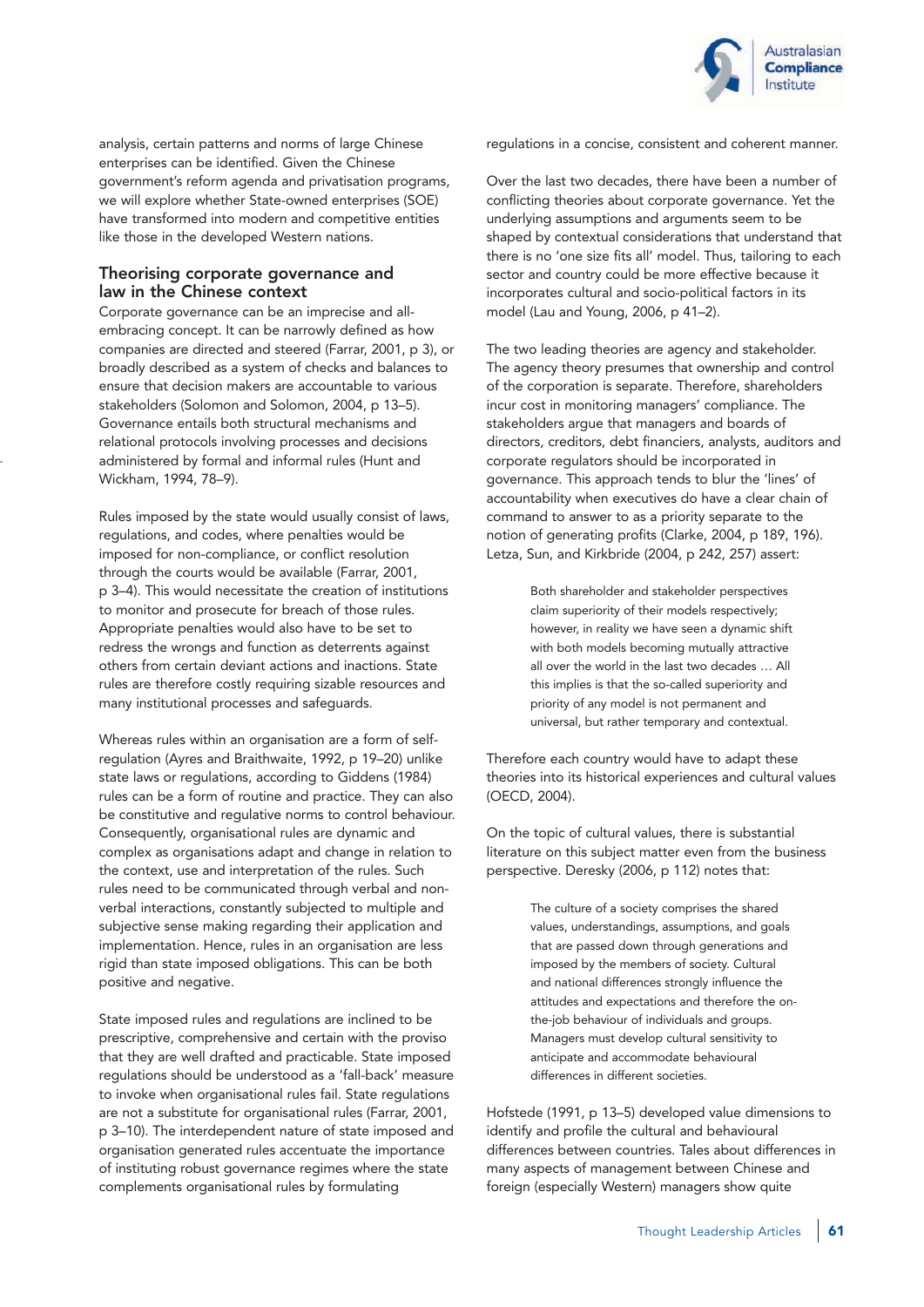analysis, certain patterns and norms of large Chinese enterprises can be identified. Given the Chinese government's reform agenda and privatisation programs, we will explore whether State-owned enterprises (SOE) have transformed into modern and competitive entities like those in the developed Western nations.

## Theorising corporate governance and law in the Chinese context

Corporate governance can be an imprecise and all-embracing concept. It can be narrowly defined as how companies are directed and steered (Farrar, 2001, p 3), or broadly described as a system of checks and balances to ensure that decision makers are accountable to various stakeholders (Solomon and Solomon, 2004, p 13–5). Governance entails both structural mechanisms and relational protocols involving processes and decisions administered by formal and informal rules (Hunt and Wickham, 1994, 78–9).

Rules imposed by the state would usually consist of laws, regulations, and codes, where penalties would be imposed for non-compliance, or conflict resolution through the courts would be available (Farrar, 2001, p 3–4). This would necessitate the creation of institutions to monitor and prosecute for breach of those rules. Appropriate penalties would also have to be set to redress the wrongs and function as deterrents against others from certain deviant actions and inactions. State rules are therefore costly requiring sizable resources and many institutional processes and safeguards.

Whereas rules within an organisation are a form of self-regulation (Ayres and Braithwaite, 1992, p 19–20) unlike state laws or regulations, according to Giddens (1984) rules can be a form of routine and practice. They can also be constitutive and regulative norms to control behaviour. Consequently, organisational rules are dynamic and complex as organisations adapt and change in relation to the context, use and interpretation of the rules. Such rules need to be communicated through verbal and non-verbal interactions, constantly subjected to multiple and subjective sense making regarding their application and implementation. Hence, rules in an organisation are less rigid than state imposed obligations. This can be both positive and negative.

State imposed rules and regulations are inclined to be prescriptive, comprehensive and certain with the proviso that they are well drafted and practicable. State imposed regulations should be understood as a 'fall-back' measure to invoke when organisational rules fail. State regulations are not a substitute for organisational rules (Farrar, 2001, p 3–10). The interdependent nature of state imposed and organisation generated rules accentuate the importance of instituting robust governance regimes where the state complements organisational rules by formulating regulations in a concise, consistent and coherent manner.

Over the last two decades, there have been a number of conflicting theories about corporate governance. Yet the underlying assumptions and arguments seem to be shaped by contextual considerations that understand that there is no 'one size fits all' model. Thus, tailoring to each sector and country could be more effective because it incorporates cultural and socio-political factors in its model (Lau and Young, 2006, p 41–2).

The two leading theories are agency and stakeholder. The agency theory presumes that ownership and control of the corporation is separate. Therefore, shareholders incur cost in monitoring managers' compliance. The stakeholders argue that managers and boards of directors, creditors, debt financiers, analysts, auditors and corporate regulators should be incorporated in governance. This approach tends to blur the 'lines' of accountability when executives do have a clear chain of command to answer to as a priority separate to the notion of generating profits (Clarke, 2004, p 189, 196). Letza, Sun, and Kirkbride (2004, p 242, 257) assert:

> Both shareholder and stakeholder perspectives claim superiority of their models respectively; however, in reality we have seen a dynamic shift with both models becoming mutually attractive all over the world in the last two decades … All this implies is that the so-called superiority and priority of any model is not permanent and universal, but rather temporary and contextual.

Therefore each country would have to adapt these theories into its historical experiences and cultural values (OECD, 2004).

On the topic of cultural values, there is substantial literature on this subject matter even from the business perspective. Deresky (2006, p 112) notes that:

> The culture of a society comprises the shared values, understandings, assumptions, and goals that are passed down through generations and imposed by the members of society. Cultural and national differences strongly influence the attitudes and expectations and therefore the on-the-job behaviour of individuals and groups. Managers must develop cultural sensitivity to anticipate and accommodate behavioural differences in different societies.

Hofstede (1991, p 13–5) developed value dimensions to identify and profile the cultural and behavioural differences between countries. Tales about differences in many aspects of management between Chinese and foreign (especially Western) managers show quite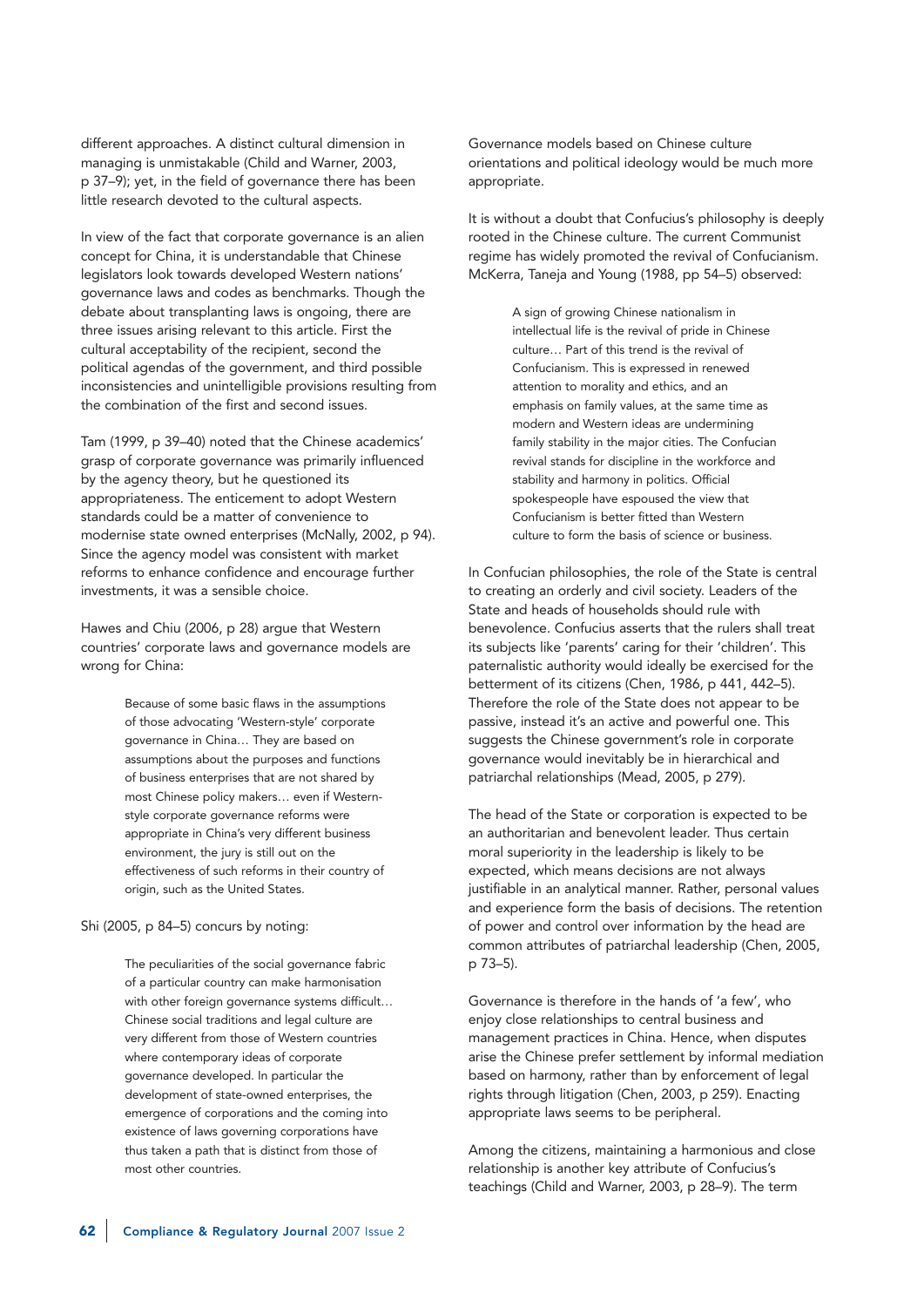different approaches. A distinct cultural dimension in managing is unmistakable (Child and Warner, 2003, p 37–9); yet, in the field of governance there has been little research devoted to the cultural aspects.

In view of the fact that corporate governance is an alien concept for China, it is understandable that Chinese legislators look towards developed Western nations' governance laws and codes as benchmarks. Though the debate about transplanting laws is ongoing, there are three issues arising relevant to this article. First the cultural acceptability of the recipient, second the political agendas of the government, and third possible inconsistencies and unintelligible provisions resulting from the combination of the first and second issues.

Tam (1999, p 39–40) noted that the Chinese academics' grasp of corporate governance was primarily influenced by the agency theory, but he questioned its appropriateness. The enticement to adopt Western standards could be a matter of convenience to modernise state owned enterprises (McNally, 2002, p 94). Since the agency model was consistent with market reforms to enhance confidence and encourage further investments, it was a sensible choice.

Hawes and Chiu (2006, p 28) argue that Western countries' corporate laws and governance models are wrong for China:

> Because of some basic flaws in the assumptions of those advocating 'Western-style' corporate governance in China… They are based on assumptions about the purposes and functions of business enterprises that are not shared by most Chinese policy makers… even if Western-style corporate governance reforms were appropriate in China's very different business environment, the jury is still out on the effectiveness of such reforms in their country of origin, such as the United States.

Shi (2005, p 84–5) concurs by noting:

> The peculiarities of the social governance fabric of a particular country can make harmonisation with other foreign governance systems difficult… Chinese social traditions and legal culture are very different from those of Western countries where contemporary ideas of corporate governance developed. In particular the development of state-owned enterprises, the emergence of corporations and the coming into existence of laws governing corporations have thus taken a path that is distinct from those of most other countries.

Governance models based on Chinese culture orientations and political ideology would be much more appropriate.

It is without a doubt that Confucius's philosophy is deeply rooted in the Chinese culture. The current Communist regime has widely promoted the revival of Confucianism. McKerra, Taneja and Young (1988, pp 54–5) observed:

> A sign of growing Chinese nationalism in intellectual life is the revival of pride in Chinese culture… Part of this trend is the revival of Confucianism. This is expressed in renewed attention to morality and ethics, and an emphasis on family values, at the same time as modern and Western ideas are undermining family stability in the major cities. The Confucian revival stands for discipline in the workforce and stability and harmony in politics. Official spokespeople have espoused the view that Confucianism is better fitted than Western culture to form the basis of science or business.

In Confucian philosophies, the role of the State is central to creating an orderly and civil society. Leaders of the State and heads of households should rule with benevolence. Confucius asserts that the rulers shall treat its subjects like 'parents' caring for their 'children'. This paternalistic authority would ideally be exercised for the betterment of its citizens (Chen, 1986, p 441, 442–5). Therefore the role of the State does not appear to be passive, instead it's an active and powerful one. This suggests the Chinese government's role in corporate governance would inevitably be in hierarchical and patriarchal relationships (Mead, 2005, p 279).

The head of the State or corporation is expected to be an authoritarian and benevolent leader. Thus certain moral superiority in the leadership is likely to be expected, which means decisions are not always justifiable in an analytical manner. Rather, personal values and experience form the basis of decisions. The retention of power and control over information by the head are common attributes of patriarchal leadership (Chen, 2005, p 73–5).

Governance is therefore in the hands of 'a few', who enjoy close relationships to central business and management practices in China. Hence, when disputes arise the Chinese prefer settlement by informal mediation based on harmony, rather than by enforcement of legal rights through litigation (Chen, 2003, p 259). Enacting appropriate laws seems to be peripheral.

Among the citizens, maintaining a harmonious and close relationship is another key attribute of Confucius's teachings (Child and Warner, 2003, p 28–9). The term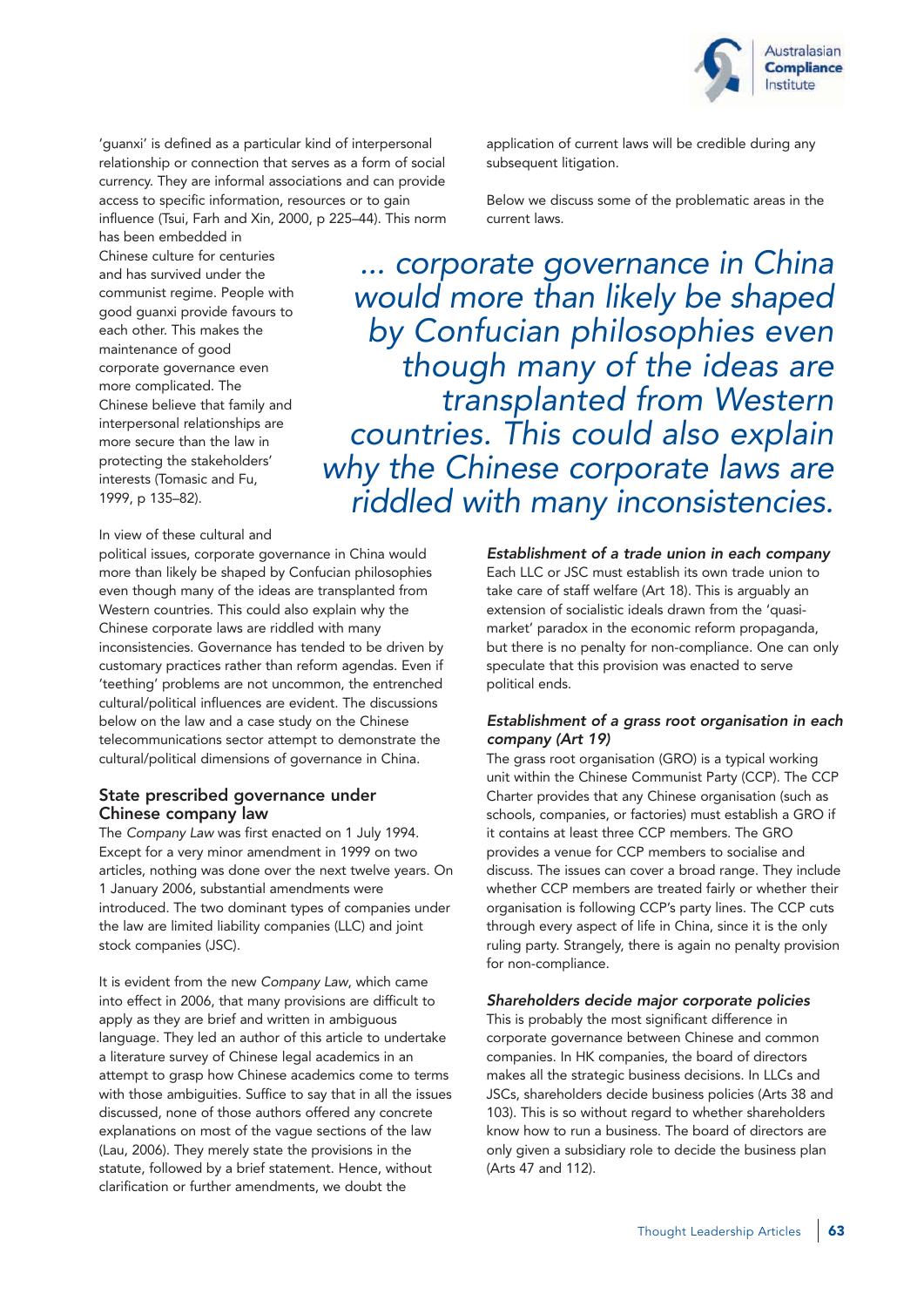'guanxi' is defined as a particular kind of interpersonal relationship or connection that serves as a form of social currency. They are informal associations and can provide access to specific information, resources or to gain influence (Tsui, Farh and Xin, 2000, p 225–44). This norm has been embedded in Chinese culture for centuries and has survived under the communist regime. People with good guanxi provide favours to each other. This makes the maintenance of good corporate governance even more complicated. The Chinese believe that family and interpersonal relationships are more secure than the law in protecting the stakeholders' interests (Tomasic and Fu, 1999, p 135–82).

*... corporate governance in China would more than likely be shaped by Confucian philosophies even though many of the ideas are transplanted from Western countries. This could also explain why the Chinese corporate laws are riddled with many inconsistencies.*

In view of these cultural and political issues, corporate governance in China would more than likely be shaped by Confucian philosophies even though many of the ideas are transplanted from Western countries. This could also explain why the Chinese corporate laws are riddled with many inconsistencies. Governance has tended to be driven by customary practices rather than reform agendas. Even if 'teething' problems are not uncommon, the entrenched cultural/political influences are evident. The discussions below on the law and a case study on the Chinese telecommunications sector attempt to demonstrate the cultural/political dimensions of governance in China.

## State prescribed governance under Chinese company law

The *Company Law* was first enacted on 1 July 1994. Except for a very minor amendment in 1999 on two articles, nothing was done over the next twelve years. On 1 January 2006, substantial amendments were introduced. The two dominant types of companies under the law are limited liability companies (LLC) and joint stock companies (JSC).

It is evident from the new *Company Law*, which came into effect in 2006, that many provisions are difficult to apply as they are brief and written in ambiguous language. They led an author of this article to undertake a literature survey of Chinese legal academics in an attempt to grasp how Chinese academics come to terms with those ambiguities. Suffice to say that in all the issues discussed, none of those authors offered any concrete explanations on most of the vague sections of the law (Lau, 2006). They merely state the provisions in the statute, followed by a brief statement. Hence, without clarification or further amendments, we doubt the application of current laws will be credible during any subsequent litigation.

Below we discuss some of the problematic areas in the current laws.

### *Establishment of a trade union in each company*

Each LLC or JSC must establish its own trade union to take care of staff welfare (Art 18). This is arguably an extension of socialistic ideals drawn from the 'quasi-market' paradox in the economic reform propaganda, but there is no penalty for non-compliance. One can only speculate that this provision was enacted to serve political ends.

### *Establishment of a grass root organisation in each company (Art 19)*

The grass root organisation (GRO) is a typical working unit within the Chinese Communist Party (CCP). The CCP Charter provides that any Chinese organisation (such as schools, companies, or factories) must establish a GRO if it contains at least three CCP members. The GRO provides a venue for CCP members to socialise and discuss. The issues can cover a broad range. They include whether CCP members are treated fairly or whether their organisation is following CCP's party lines. The CCP cuts through every aspect of life in China, since it is the only ruling party. Strangely, there is again no penalty provision for non-compliance.

### *Shareholders decide major corporate policies*

This is probably the most significant difference in corporate governance between Chinese and common companies. In HK companies, the board of directors makes all the strategic business decisions. In LLCs and JSCs, shareholders decide business policies (Arts 38 and 103). This is so without regard to whether shareholders know how to run a business. The board of directors are only given a subsidiary role to decide the business plan (Arts 47 and 112).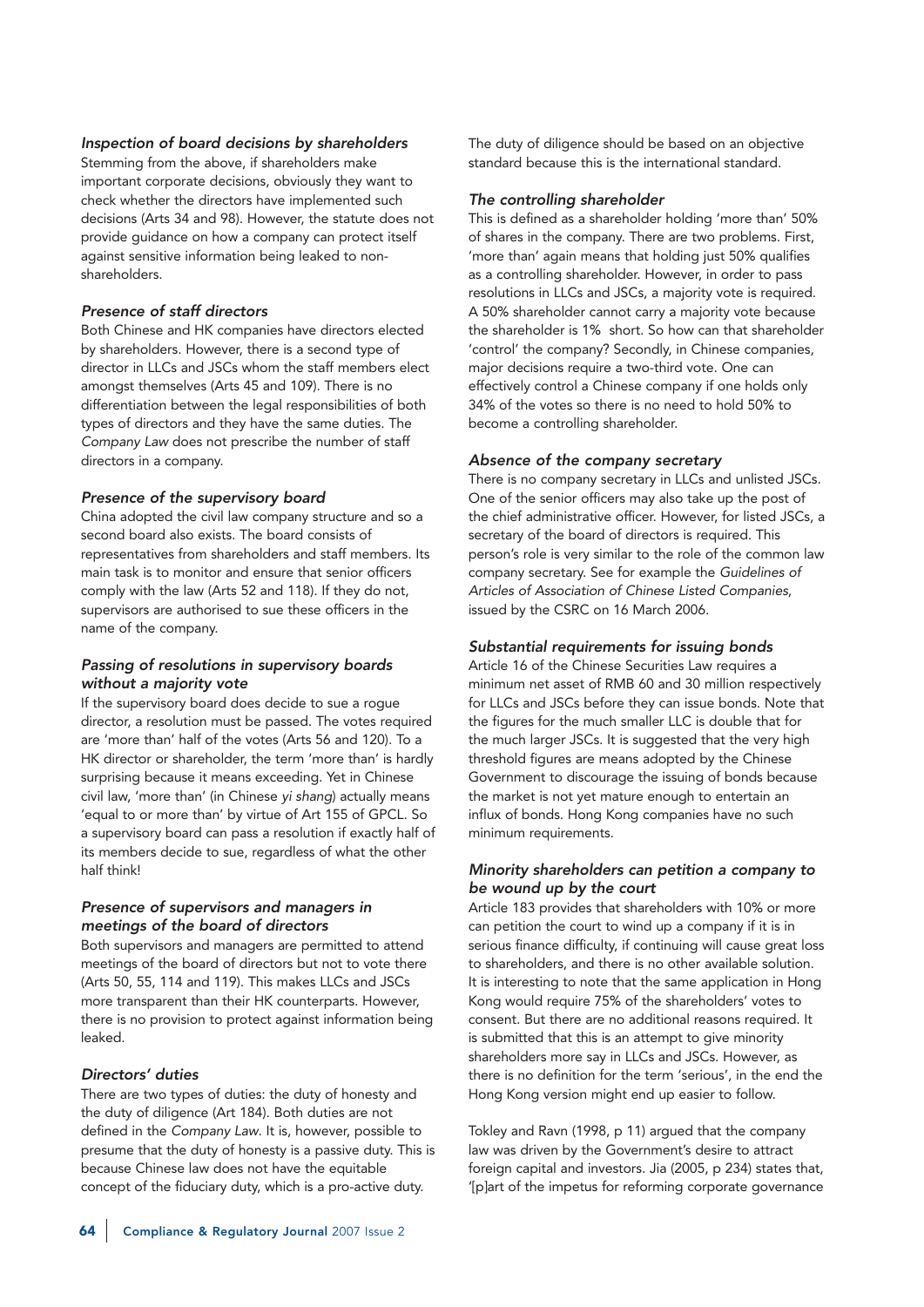### *Inspection of board decisions by shareholders*

Stemming from the above, if shareholders make important corporate decisions, obviously they want to check whether the directors have implemented such decisions (Arts 34 and 98). However, the statute does not provide guidance on how a company can protect itself against sensitive information being leaked to non-shareholders.

### *Presence of staff directors*

Both Chinese and HK companies have directors elected by shareholders. However, there is a second type of director in LLCs and JSCs whom the staff members elect amongst themselves (Arts 45 and 109). There is no differentiation between the legal responsibilities of both types of directors and they have the same duties. The *Company Law* does not prescribe the number of staff directors in a company.

### *Presence of the supervisory board*

China adopted the civil law company structure and so a second board also exists. The board consists of representatives from shareholders and staff members. Its main task is to monitor and ensure that senior officers comply with the law (Arts 52 and 118). If they do not, supervisors are authorised to sue these officers in the name of the company.

### *Passing of resolutions in supervisory boards without a majority vote*

If the supervisory board does decide to sue a rogue director, a resolution must be passed. The votes required are 'more than' half of the votes (Arts 56 and 120). To a HK director or shareholder, the term 'more than' is hardly surprising because it means exceeding. Yet in Chinese civil law, 'more than' (in Chinese *yi shang*) actually means 'equal to or more than' by virtue of Art 155 of GPCL. So a supervisory board can pass a resolution if exactly half of its members decide to sue, regardless of what the other half think!

### *Presence of supervisors and managers in meetings of the board of directors*

Both supervisors and managers are permitted to attend meetings of the board of directors but not to vote there (Arts 50, 55, 114 and 119). This makes LLCs and JSCs more transparent than their HK counterparts. However, there is no provision to protect against information being leaked.

### *Directors' duties*

There are two types of duties: the duty of honesty and the duty of diligence (Art 184). Both duties are not defined in the *Company Law*. It is, however, possible to presume that the duty of honesty is a passive duty. This is because Chinese law does not have the equitable concept of the fiduciary duty, which is a pro-active duty.

The duty of diligence should be based on an objective standard because this is the international standard.

### *The controlling shareholder*

This is defined as a shareholder holding 'more than' 50% of shares in the company. There are two problems. First, 'more than' again means that holding just 50% qualifies as a controlling shareholder. However, in order to pass resolutions in LLCs and JSCs, a majority vote is required. A 50% shareholder cannot carry a majority vote because the shareholder is 1% short. So how can that shareholder 'control' the company? Secondly, in Chinese companies, major decisions require a two-third vote. One can effectively control a Chinese company if one holds only 34% of the votes so there is no need to hold 50% to become a controlling shareholder.

### *Absence of the company secretary*

There is no company secretary in LLCs and unlisted JSCs. One of the senior officers may also take up the post of the chief administrative officer. However, for listed JSCs, a secretary of the board of directors is required. This person's role is very similar to the role of the common law company secretary. See for example the *Guidelines of Articles of Association of Chinese Listed Companies*, issued by the CSRC on 16 March 2006.

### *Substantial requirements for issuing bonds*

Article 16 of the Chinese Securities Law requires a minimum net asset of RMB 60 and 30 million respectively for LLCs and JSCs before they can issue bonds. Note that the figures for the much smaller LLC is double that for the much larger JSCs. It is suggested that the very high threshold figures are means adopted by the Chinese Government to discourage the issuing of bonds because the market is not yet mature enough to entertain an influx of bonds. Hong Kong companies have no such minimum requirements.

### *Minority shareholders can petition a company to be wound up by the court*

Article 183 provides that shareholders with 10% or more can petition the court to wind up a company if it is in serious finance difficulty, if continuing will cause great loss to shareholders, and there is no other available solution. It is interesting to note that the same application in Hong Kong would require 75% of the shareholders' votes to consent. But there are no additional reasons required. It is submitted that this is an attempt to give minority shareholders more say in LLCs and JSCs. However, as there is no definition for the term 'serious', in the end the Hong Kong version might end up easier to follow.

Tokley and Ravn (1998, p 11) argued that the company law was driven by the Government's desire to attract foreign capital and investors. Jia (2005, p 234) states that, '[p]art of the impetus for reforming corporate governance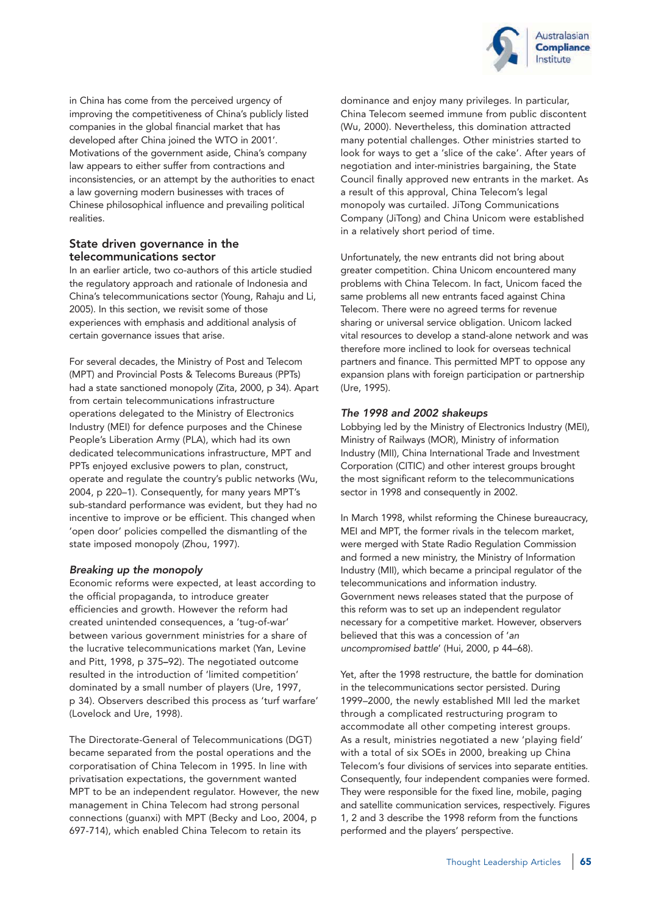in China has come from the perceived urgency of improving the competitiveness of China's publicly listed companies in the global financial market that has developed after China joined the WTO in 2001'. Motivations of the government aside, China's company law appears to either suffer from contractions and inconsistencies, or an attempt by the authorities to enact a law governing modern businesses with traces of Chinese philosophical influence and prevailing political realities.

## State driven governance in the telecommunications sector

In an earlier article, two co-authors of this article studied the regulatory approach and rationale of Indonesia and China's telecommunications sector (Young, Rahaju and Li, 2005). In this section, we revisit some of those experiences with emphasis and additional analysis of certain governance issues that arise.

For several decades, the Ministry of Post and Telecom (MPT) and Provincial Posts & Telecoms Bureaus (PPTs) had a state sanctioned monopoly (Zita, 2000, p 34). Apart from certain telecommunications infrastructure operations delegated to the Ministry of Electronics Industry (MEI) for defence purposes and the Chinese People's Liberation Army (PLA), which had its own dedicated telecommunications infrastructure, MPT and PPTs enjoyed exclusive powers to plan, construct, operate and regulate the country's public networks (Wu, 2004, p 220–1). Consequently, for many years MPT's sub-standard performance was evident, but they had no incentive to improve or be efficient. This changed when 'open door' policies compelled the dismantling of the state imposed monopoly (Zhou, 1997).

### *Breaking up the monopoly*

Economic reforms were expected, at least according to the official propaganda, to introduce greater efficiencies and growth. However the reform had created unintended consequences, a 'tug-of-war' between various government ministries for a share of the lucrative telecommunications market (Yan, Levine and Pitt, 1998, p 375–92). The negotiated outcome resulted in the introduction of 'limited competition' dominated by a small number of players (Ure, 1997, p 34). Observers described this process as 'turf warfare' (Lovelock and Ure, 1998).

The Directorate-General of Telecommunications (DGT) became separated from the postal operations and the corporatisation of China Telecom in 1995. In line with privatisation expectations, the government wanted MPT to be an independent regulator. However, the new management in China Telecom had strong personal connections (guanxi) with MPT (Becky and Loo, 2004, p 697-714), which enabled China Telecom to retain its dominance and enjoy many privileges. In particular, China Telecom seemed immune from public discontent (Wu, 2000). Nevertheless, this domination attracted many potential challenges. Other ministries started to look for ways to get a 'slice of the cake'. After years of negotiation and inter-ministries bargaining, the State Council finally approved new entrants in the market. As a result of this approval, China Telecom's legal monopoly was curtailed. JiTong Communications Company (JiTong) and China Unicom were established in a relatively short period of time.

Unfortunately, the new entrants did not bring about greater competition. China Unicom encountered many problems with China Telecom. In fact, Unicom faced the same problems all new entrants faced against China Telecom. There were no agreed terms for revenue sharing or universal service obligation. Unicom lacked vital resources to develop a stand-alone network and was therefore more inclined to look for overseas technical partners and finance. This permitted MPT to oppose any expansion plans with foreign participation or partnership (Ure, 1995).

### *The 1998 and 2002 shakeups*

Lobbying led by the Ministry of Electronics Industry (MEI), Ministry of Railways (MOR), Ministry of information Industry (MII), China International Trade and Investment Corporation (CITIC) and other interest groups brought the most significant reform to the telecommunications sector in 1998 and consequently in 2002.

In March 1998, whilst reforming the Chinese bureaucracy, MEI and MPT, the former rivals in the telecom market, were merged with State Radio Regulation Commission and formed a new ministry, the Ministry of Information Industry (MII), which became a principal regulator of the telecommunications and information industry. Government news releases stated that the purpose of this reform was to set up an independent regulator necessary for a competitive market. However, observers believed that this was a concession of '*an uncompromised battle*' (Hui, 2000, p 44–68).

Yet, after the 1998 restructure, the battle for domination in the telecommunications sector persisted. During 1999–2000, the newly established MII led the market through a complicated restructuring program to accommodate all other competing interest groups. As a result, ministries negotiated a new 'playing field' with a total of six SOEs in 2000, breaking up China Telecom's four divisions of services into separate entities. Consequently, four independent companies were formed. They were responsible for the fixed line, mobile, paging and satellite communication services, respectively. Figures 1, 2 and 3 describe the 1998 reform from the functions performed and the players' perspective.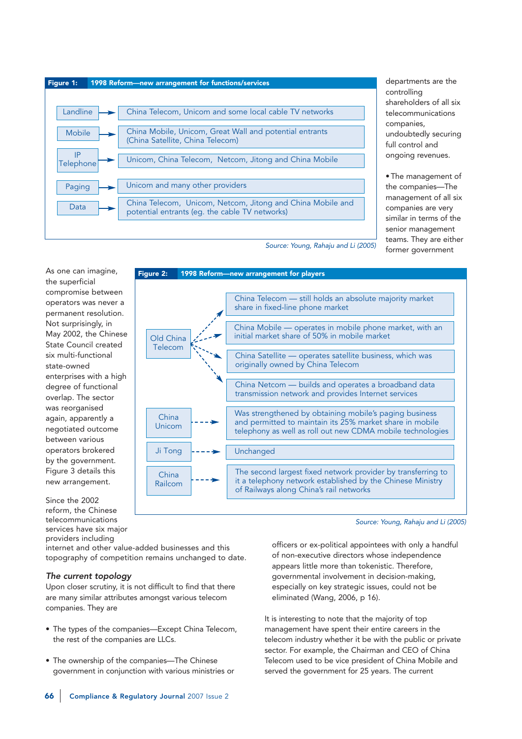**Figure 1: 1998 Reform—new arrangement for functions/services**

| Function/Service | Providers |
|---|---|
| Landline | China Telecom, Unicom and some local cable TV networks |
| Mobile | China Mobile, Unicom, Great Wall and potential entrants (China Satellite, China Telecom) |
| IP Telephone | Unicom, China Telecom, Netcom, Jitong and China Mobile |
| Paging | Unicom and many other providers |
| Data | China Telecom, Unicom, Netcom, Jitong and China Mobile and potential entrants (eg. the cable TV networks) |

*Source: Young, Rahaju and Li (2005)*

As one can imagine, the superficial compromise between operators was never a permanent resolution. Not surprisingly, in May 2002, the Chinese State Council created six multi-functional state-owned enterprises with a high degree of functional overlap. The sector was reorganised again, apparently a negotiated outcome between various operators brokered by the government. Figure 3 details this new arrangement.

**Figure 2: 1998 Reform—new arrangement for players**

| Player | New arrangement |
|---|---|
| Old China Telecom | China Telecom — still holds an absolute majority market share in fixed-line phone market |
| | China Mobile — operates in mobile phone market, with an initial market share of 50% in mobile market |
| | China Satellite — operates satellite business, which was originally owned by China Telecom |
| | China Netcom — builds and operates a broadband data transmission network and provides Internet services |
| China Unicom | Was strengthened by obtaining mobile's paging business and permitted to maintain its 25% market share in mobile telephony as well as roll out new CDMA mobile technologies |
| Ji Tong | Unchanged |
| China Railcom | The second largest fixed network provider by transferring to it a telephony network established by the Chinese Ministry of Railways along China's rail networks |

*Source: Young, Rahaju and Li (2005)*

Since the 2002 reform, the Chinese telecommunications services have six major providers including internet and other value-added businesses and this topography of competition remains unchanged to date.

### *The current topology*

Upon closer scrutiny, it is not difficult to find that there are many similar attributes amongst various telecom companies. They are

- The types of the companies—Except China Telecom, the rest of the companies are LLCs.

- The ownership of the companies—The Chinese government in conjunction with various ministries or departments are the controlling shareholders of all six telecommunications companies, undoubtedly securing full control and ongoing revenues.

- The management of the companies—The management of all six companies are very similar in terms of the senior management teams. They are either former government officers or ex-political appointees with only a handful of non-executive directors whose independence appears little more than tokenistic. Therefore, governmental involvement in decision-making, especially on key strategic issues, could not be eliminated (Wang, 2006, p 16).

It is interesting to note that the majority of top management have spent their entire careers in the telecom industry whether it be with the public or private sector. For example, the Chairman and CEO of China Telecom used to be vice president of China Mobile and served the government for 25 years. The current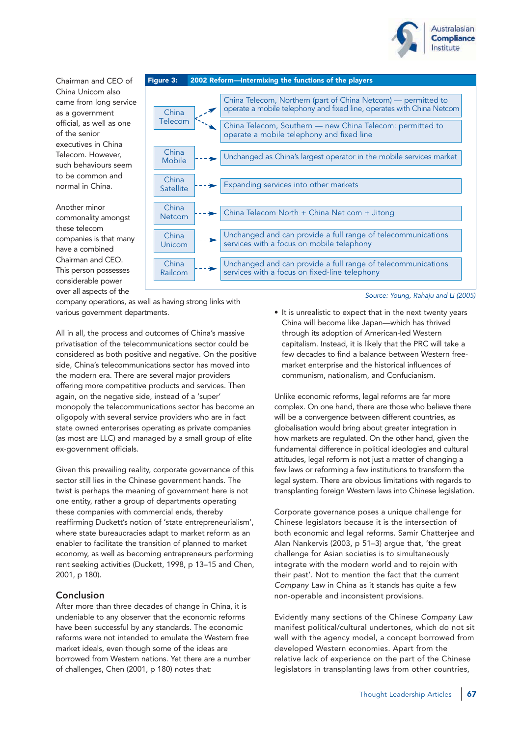Chairman and CEO of China Unicom also came from long service as a government official, as well as one of the senior executives in China Telecom. However, such behaviours seem to be common and normal in China.

Another minor commonality amongst these telecom companies is that many have a combined Chairman and CEO. This person possesses considerable power over all aspects of the company operations, as well as having strong links with various government departments.

**Figure 3: 2002 Reform—Intermixing the functions of the players**

| Player | Function |
| --- | --- |
| China Telecom | China Telecom, Northern (part of China Netcom) — permitted to operate a mobile telephony and fixed line, operates with China Netcom |
| | China Telecom, Southern — new China Telecom: permitted to operate a mobile telephony and fixed line |
| China Mobile | Unchanged as China's largest operator in the mobile services market |
| China Satellite | Expanding services into other markets |
| China Netcom | China Telecom North + China Net com + Jitong |
| China Unicom | Unchanged and can provide a full range of telecommunications services with a focus on mobile telephony |
| China Railcom | Unchanged and can provide a full range of telecommunications services with a focus on fixed-line telephony |

*Source: Young, Rahaju and Li (2005)*

All in all, the process and outcomes of China's massive privatisation of the telecommunications sector could be considered as both positive and negative. On the positive side, China's telecommunications sector has moved into the modern era. There are several major providers offering more competitive products and services. Then again, on the negative side, instead of a 'super' monopoly the telecommunications sector has become an oligopoly with several service providers who are in fact state owned enterprises operating as private companies (as most are LLC) and managed by a small group of elite ex-government officials.

Given this prevailing reality, corporate governance of this sector still lies in the Chinese government hands. The twist is perhaps the meaning of government here is not one entity, rather a group of departments operating these companies with commercial ends, thereby reaffirming Duckett's notion of 'state entrepreneurialism', where state bureaucracies adapt to market reform as an enabler to facilitate the transition of planned to market economy, as well as becoming entrepreneurs performing rent seeking activities (Duckett, 1998, p 13–15 and Chen, 2001, p 180).

## Conclusion

After more than three decades of change in China, it is undeniable to any observer that the economic reforms have been successful by any standards. The economic reforms were not intended to emulate the Western free market ideals, even though some of the ideas are borrowed from Western nations. Yet there are a number of challenges, Chen (2001, p 180) notes that:

- It is unrealistic to expect that in the next twenty years China will become like Japan—which has thrived through its adoption of American-led Western capitalism. Instead, it is likely that the PRC will take a few decades to find a balance between Western free-market enterprise and the historical influences of communism, nationalism, and Confucianism.

Unlike economic reforms, legal reforms are far more complex. On one hand, there are those who believe there will be a convergence between different countries, as globalisation would bring about greater integration in how markets are regulated. On the other hand, given the fundamental difference in political ideologies and cultural attitudes, legal reform is not just a matter of changing a few laws or reforming a few institutions to transform the legal system. There are obvious limitations with regards to transplanting foreign Western laws into Chinese legislation.

Corporate governance poses a unique challenge for Chinese legislators because it is the intersection of both economic and legal reforms. Samir Chatterjee and Alan Nankervis (2003, p 51–3) argue that, 'the great challenge for Asian societies is to simultaneously integrate with the modern world and to rejoin with their past'. Not to mention the fact that the current *Company Law* in China as it stands has quite a few non-operable and inconsistent provisions.

Evidently many sections of the Chinese *Company Law* manifest political/cultural undertones, which do not sit well with the agency model, a concept borrowed from developed Western economies. Apart from the relative lack of experience on the part of the Chinese legislators in transplanting laws from other countries,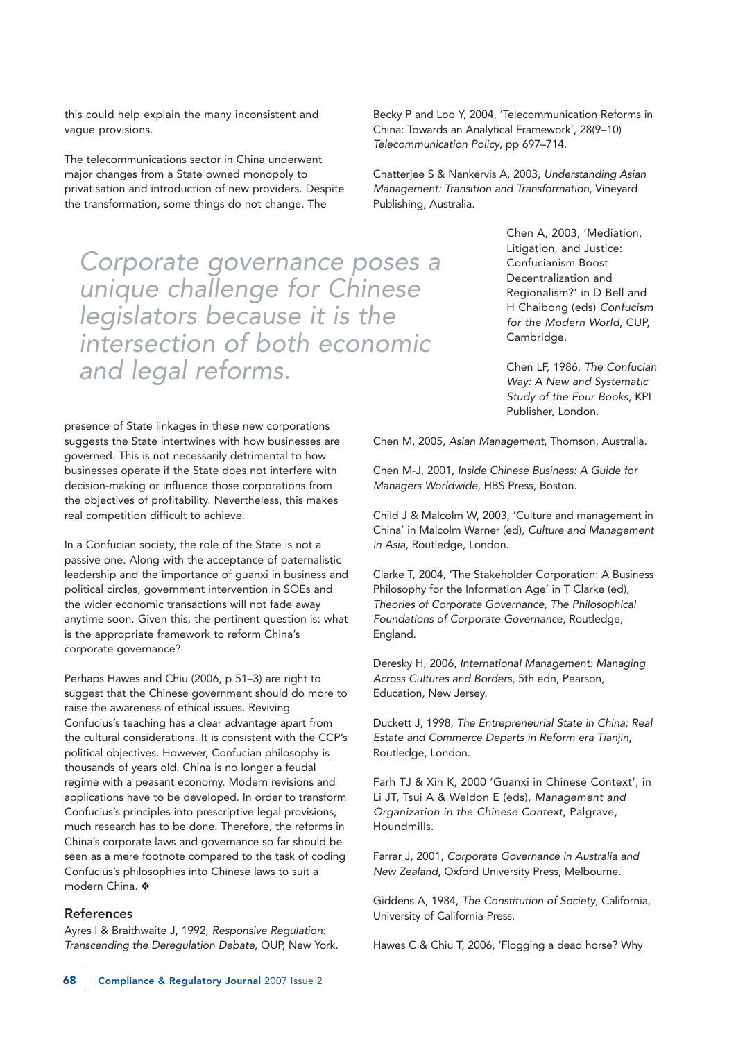this could help explain the many inconsistent and vague provisions.

The telecommunications sector in China underwent major changes from a State owned monopoly to privatisation and introduction of new providers. Despite the transformation, some things do not change. The presence of State linkages in these new corporations suggests the State intertwines with how businesses are governed. This is not necessarily detrimental to how businesses operate if the State does not interfere with decision-making or influence those corporations from the objectives of profitability. Nevertheless, this makes real competition difficult to achieve.

> *Corporate governance poses a unique challenge for Chinese legislators because it is the intersection of both economic and legal reforms.*

In a Confucian society, the role of the State is not a passive one. Along with the acceptance of paternalistic leadership and the importance of guanxi in business and political circles, government intervention in SOEs and the wider economic transactions will not fade away anytime soon. Given this, the pertinent question is: what is the appropriate framework to reform China's corporate governance?

Perhaps Hawes and Chiu (2006, p 51–3) are right to suggest that the Chinese government should do more to raise the awareness of ethical issues. Reviving Confucius's teaching has a clear advantage apart from the cultural considerations. It is consistent with the CCP's political objectives. However, Confucian philosophy is thousands of years old. China is no longer a feudal regime with a peasant economy. Modern revisions and applications have to be developed. In order to transform Confucius's principles into prescriptive legal provisions, much research has to be done. Therefore, the reforms in China's corporate laws and governance so far should be seen as a mere footnote compared to the task of coding Confucius's philosophies into Chinese laws to suit a modern China. ❖

## References

Ayres I & Braithwaite J, 1992, *Responsive Regulation: Transcending the Deregulation Debate*, OUP, New York.

Becky P and Loo Y, 2004, 'Telecommunication Reforms in China: Towards an Analytical Framework', 28(9–10) *Telecommunication Policy*, pp 697–714.

Chatterjee S & Nankervis A, 2003, *Understanding Asian Management: Transition and Transformation*, Vineyard Publishing, Australia.

Chen A, 2003, 'Mediation, Litigation, and Justice: Confucianism Boost Decentralization and Regionalism?' in D Bell and H Chaibong (eds) *Confucism for the Modern World*, CUP, Cambridge.

Chen LF, 1986, *The Confucian Way: A New and Systematic Study of the Four Books*, KPI Publisher, London.

Chen M, 2005, *Asian Management*, Thomson, Australia.

Chen M-J, 2001, *Inside Chinese Business: A Guide for Managers Worldwide*, HBS Press, Boston.

Child J & Malcolm W, 2003, 'Culture and management in China' in Malcolm Warner (ed), *Culture and Management in Asia*, Routledge, London.

Clarke T, 2004, 'The Stakeholder Corporation: A Business Philosophy for the Information Age' in T Clarke (ed), *Theories of Corporate Governance, The Philosophical Foundations of Corporate Governance*, Routledge, England.

Deresky H, 2006, *International Management: Managing Across Cultures and Borders*, 5th edn, Pearson, Education, New Jersey.

Duckett J, 1998, *The Entrepreneurial State in China: Real Estate and Commerce Departs in Reform era Tianjin*, Routledge, London.

Farh TJ & Xin K, 2000 'Guanxi in Chinese Context', in Li JT, Tsui A & Weldon E (eds), *Management and Organization in the Chinese Context*, Palgrave, Houndmills.

Farrar J, 2001, *Corporate Governance in Australia and New Zealand*, Oxford University Press, Melbourne.

Giddens A, 1984, *The Constitution of Society*, California, University of California Press.

Hawes C & Chiu T, 2006, 'Flogging a dead horse? Why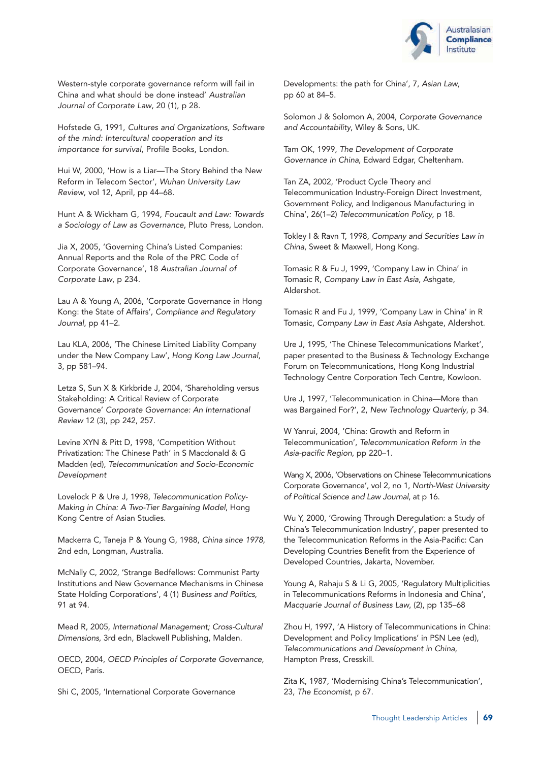Western-style corporate governance reform will fail in China and what should be done instead' *Australian Journal of Corporate Law*, 20 (1), p 28.

Hofstede G, 1991, *Cultures and Organizations, Software of the mind: Intercultural cooperation and its importance for survival*, Profile Books, London.

Hui W, 2000, 'How is a Liar—The Story Behind the New Reform in Telecom Sector', *Wuhan University Law Review*, vol 12, April, pp 44–68.

Hunt A & Wickham G, 1994, *Foucault and Law: Towards a Sociology of Law as Governance*, Pluto Press, London.

Jia X, 2005, 'Governing China's Listed Companies: Annual Reports and the Role of the PRC Code of Corporate Governance', 18 *Australian Journal of Corporate Law*, p 234.

Lau A & Young A, 2006, 'Corporate Governance in Hong Kong: the State of Affairs', *Compliance and Regulatory Journal*, pp 41–2.

Lau KLA, 2006, 'The Chinese Limited Liability Company under the New Company Law', *Hong Kong Law Journal*, 3, pp 581–94.

Letza S, Sun X & Kirkbride J, 2004, 'Shareholding versus Stakeholding: A Critical Review of Corporate Governance' *Corporate Governance: An International Review* 12 (3), pp 242, 257.

Levine XYN & Pitt D, 1998, 'Competition Without Privatization: The Chinese Path' in S Macdonald & G Madden (ed), *Telecommunication and Socio-Economic Development*

Lovelock P & Ure J, 1998, *Telecommunication Policy-Making in China: A Two-Tier Bargaining Model*, Hong Kong Centre of Asian Studies.

Mackerra C, Taneja P & Young G, 1988, *China since 1978*, 2nd edn, Longman, Australia.

McNally C, 2002, 'Strange Bedfellows: Communist Party Institutions and New Governance Mechanisms in Chinese State Holding Corporations', 4 (1) *Business and Politics*, 91 at 94.

Mead R, 2005, *International Management; Cross-Cultural Dimensions*, 3rd edn, Blackwell Publishing, Malden.

OECD, 2004, *OECD Principles of Corporate Governance*, OECD, Paris.

Shi C, 2005, 'International Corporate Governance Developments: the path for China', 7, *Asian Law*, pp 60 at 84–5.

Solomon J & Solomon A, 2004, *Corporate Governance and Accountability*, Wiley & Sons, UK.

Tam OK, 1999, *The Development of Corporate Governance in China*, Edward Edgar, Cheltenham.

Tan ZA, 2002, 'Product Cycle Theory and Telecommunication Industry-Foreign Direct Investment, Government Policy, and Indigenous Manufacturing in China', 26(1–2) *Telecommunication Policy*, p 18.

Tokley I & Ravn T, 1998, *Company and Securities Law in China*, Sweet & Maxwell, Hong Kong.

Tomasic R & Fu J, 1999, 'Company Law in China' in Tomasic R, *Company Law in East Asia*, Ashgate, Aldershot.

Tomasic R and Fu J, 1999, 'Company Law in China' in R Tomasic, *Company Law in East Asia* Ashgate, Aldershot.

Ure J, 1995, 'The Chinese Telecommunications Market', paper presented to the Business & Technology Exchange Forum on Telecommunications, Hong Kong Industrial Technology Centre Corporation Tech Centre, Kowloon.

Ure J, 1997, 'Telecommunication in China—More than was Bargained For?', 2, *New Technology Quarterly*, p 34.

W Yanrui, 2004, 'China: Growth and Reform in Telecommunication', *Telecommunication Reform in the Asia-pacific Region*, pp 220–1.

Wang X, 2006, 'Observations on Chinese Telecommunications Corporate Governance', vol 2, no 1, *North-West University of Political Science and Law Journal*, at p 16.

Wu Y, 2000, 'Growing Through Deregulation: a Study of China's Telecommunication Industry', paper presented to the Telecommunication Reforms in the Asia-Pacific: Can Developing Countries Benefit from the Experience of Developed Countries, Jakarta, November.

Young A, Rahaju S & Li G, 2005, 'Regulatory Multiplicities in Telecommunications Reforms in Indonesia and China', *Macquarie Journal of Business Law*, (2), pp 135–68

Zhou H, 1997, 'A History of Telecommunications in China: Development and Policy Implications' in PSN Lee (ed), *Telecommunications and Development in China*, Hampton Press, Cresskill.

Zita K, 1987, 'Modernising China's Telecommunication', 23, *The Economist*, p 67.